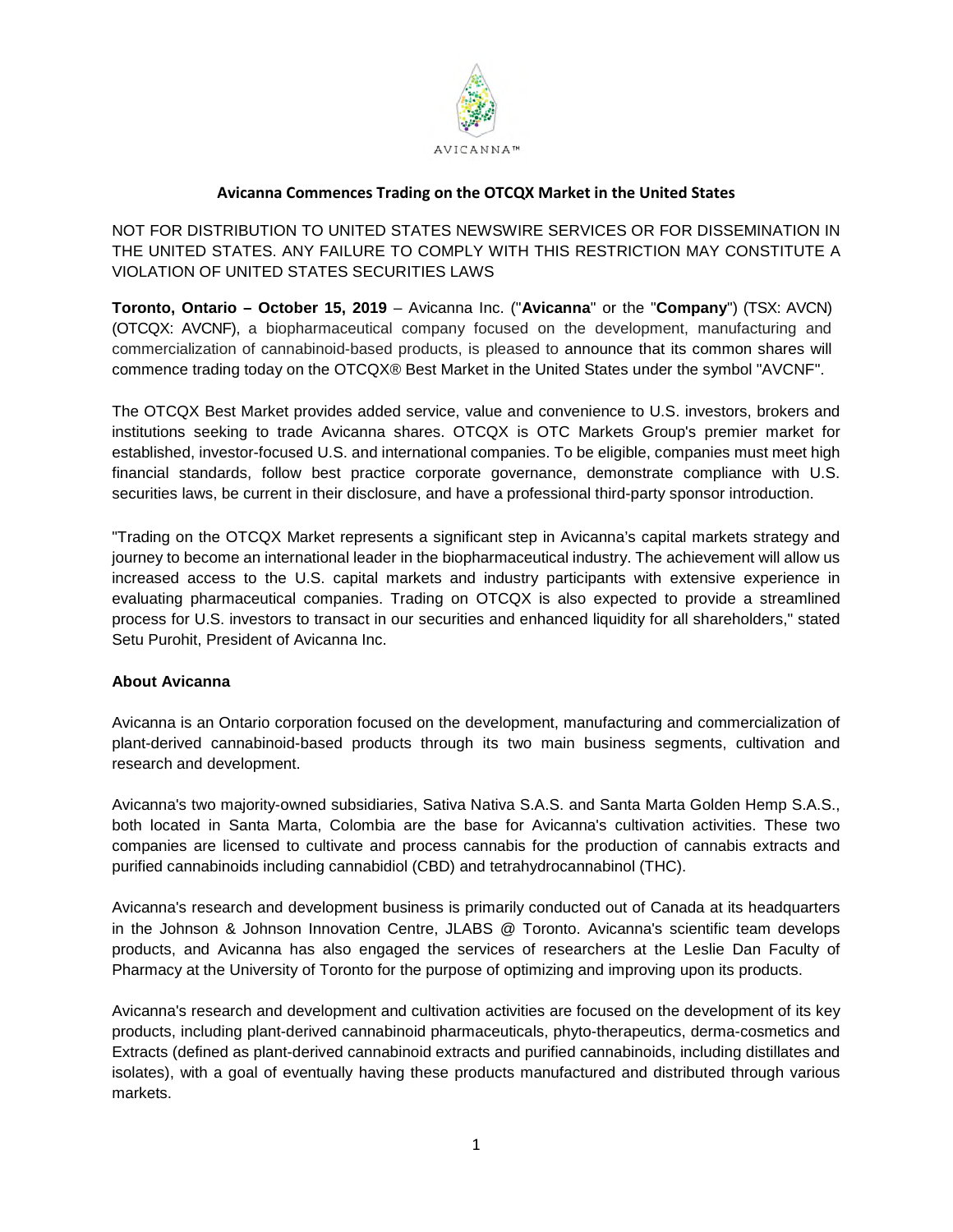# Avicanna Commences Trading on the OTCQX Market in the United States

NOT FOR DISTRIBUTION TO UNITED STATES NEWSWIRE SERVICES OR FOR DISSEMINATION IN THE UNITED STATES. ANY FAILURE TO COMPLY WITH THIS RESTRICTION MAY CONSTITUTE A VIOLATION OF UNITED STATES SECURITIES LAWS

**Toronto, Ontario – October 15, 2019** – Avicanna Inc. ("**Avicanna**" or the "**Company**") (TSX: AVCN) (OTCQX: AVCNF), a biopharmaceutical company focused on the development, manufacturing and commercialization of cannabinoid-based products, is pleased to announce that its common shares will commence trading today on the OTCQX® Best Market in the United States under the symbol "AVCNF".

The OTCQX Best Market provides added service, value and convenience to U.S. investors, brokers and institutions seeking to trade Avicanna shares. OTCQX is OTC Markets Group's premier market for established, investor-focused U.S. and international companies. To be eligible, companies must meet high financial standards, follow best practice corporate governance, demonstrate compliance with U.S. securities laws, be current in their disclosure, and have a professional third-party sponsor introduction.

"Trading on the OTCQX Market represents a significant step in Avicanna's capital markets strategy and journey to become an international leader in the biopharmaceutical industry. The achievement will allow us increased access to the U.S. capital markets and industry participants with extensive experience in evaluating pharmaceutical companies. Trading on OTCQX is also expected to provide a streamlined process for U.S. investors to transact in our securities and enhanced liquidity for all shareholders," stated Setu Purohit, President of Avicanna Inc.

**About Avicanna**

Avicanna is an Ontario corporation focused on the development, manufacturing and commercialization of plant-derived cannabinoid-based products through its two main business segments, cultivation and research and development.

Avicanna's two majority-owned subsidiaries, Sativa Nativa S.A.S. and Santa Marta Golden Hemp S.A.S., both located in Santa Marta, Colombia are the base for Avicanna's cultivation activities. These two companies are licensed to cultivate and process cannabis for the production of cannabis extracts and purified cannabinoids including cannabidiol (CBD) and tetrahydrocannabinol (THC).

Avicanna's research and development business is primarily conducted out of Canada at its headquarters in the Johnson & Johnson Innovation Centre, JLABS @ Toronto. Avicanna's scientific team develops products, and Avicanna has also engaged the services of researchers at the Leslie Dan Faculty of Pharmacy at the University of Toronto for the purpose of optimizing and improving upon its products.

Avicanna's research and development and cultivation activities are focused on the development of its key products, including plant-derived cannabinoid pharmaceuticals, phyto-therapeutics, derma-cosmetics and Extracts (defined as plant-derived cannabinoid extracts and purified cannabinoids, including distillates and isolates), with a goal of eventually having these products manufactured and distributed through various markets.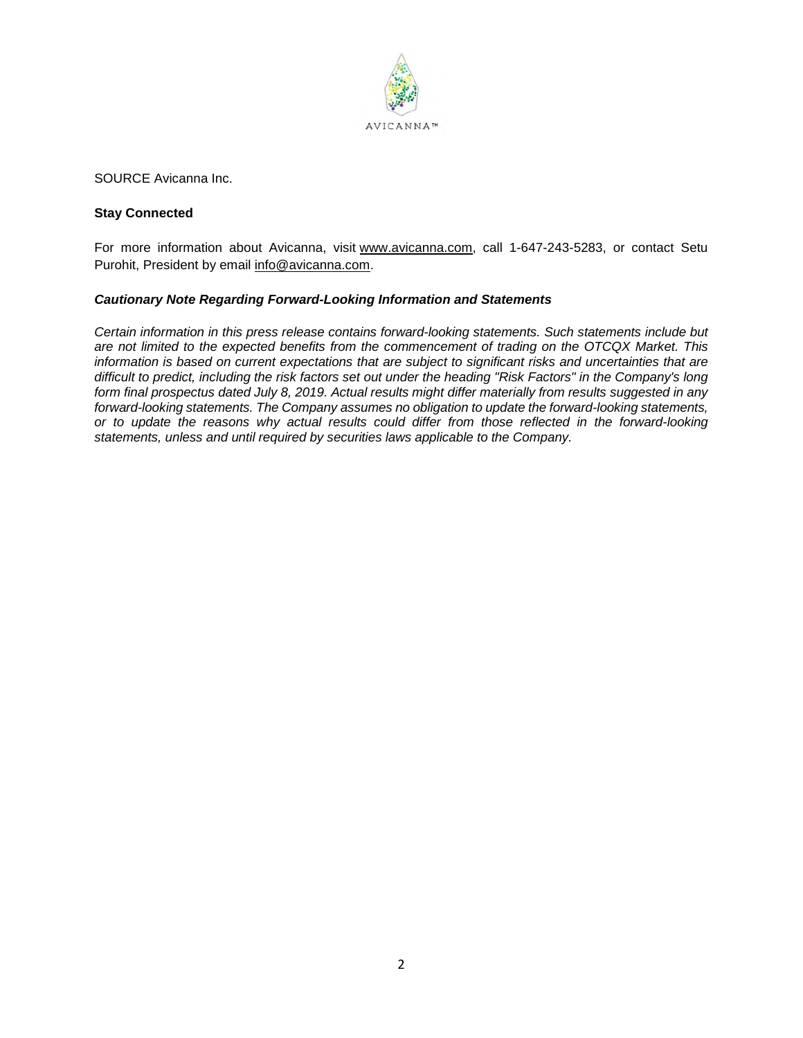SOURCE Avicanna Inc.

**Stay Connected**

For more information about Avicanna, visit www.avicanna.com, call 1-647-243-5283, or contact Setu Purohit, President by email info@avicanna.com.

***Cautionary Note Regarding Forward-Looking Information and Statements***

*Certain information in this press release contains forward-looking statements. Such statements include but are not limited to the expected benefits from the commencement of trading on the OTCQX Market. This information is based on current expectations that are subject to significant risks and uncertainties that are difficult to predict, including the risk factors set out under the heading "Risk Factors" in the Company's long form final prospectus dated July 8, 2019. Actual results might differ materially from results suggested in any forward-looking statements. The Company assumes no obligation to update the forward-looking statements, or to update the reasons why actual results could differ from those reflected in the forward-looking statements, unless and until required by securities laws applicable to the Company.*